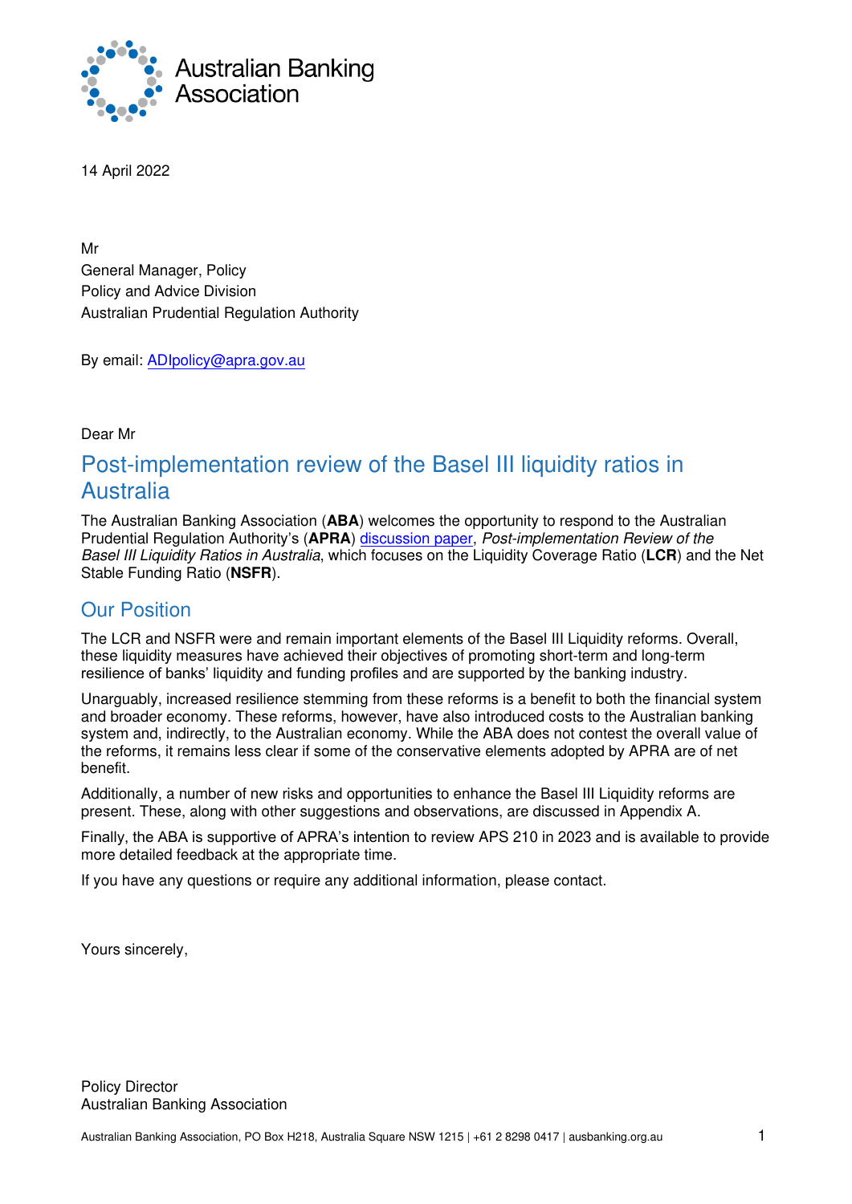Australian Banking Association

14 April 2022

Mr  
General Manager, Policy  
Policy and Advice Division  
Australian Prudential Regulation Authority

By email: [ADIpolicy@apra.gov.au](mailto:ADIpolicy@apra.gov.au)

Dear Mr

# Post-implementation review of the Basel III liquidity ratios in Australia

The Australian Banking Association (**ABA**) welcomes the opportunity to respond to the Australian Prudential Regulation Authority's (**APRA**) discussion paper, *Post-implementation Review of the Basel III Liquidity Ratios in Australia*, which focuses on the Liquidity Coverage Ratio (**LCR**) and the Net Stable Funding Ratio (**NSFR**).

## Our Position

The LCR and NSFR were and remain important elements of the Basel III Liquidity reforms. Overall, these liquidity measures have achieved their objectives of promoting short-term and long-term resilience of banks' liquidity and funding profiles and are supported by the banking industry.

Unarguably, increased resilience stemming from these reforms is a benefit to both the financial system and broader economy. These reforms, however, have also introduced costs to the Australian banking system and, indirectly, to the Australian economy. While the ABA does not contest the overall value of the reforms, it remains less clear if some of the conservative elements adopted by APRA are of net benefit.

Additionally, a number of new risks and opportunities to enhance the Basel III Liquidity reforms are present. These, along with other suggestions and observations, are discussed in Appendix A.

Finally, the ABA is supportive of APRA's intention to review APS 210 in 2023 and is available to provide more detailed feedback at the appropriate time.

If you have any questions or require any additional information, please contact.

Yours sincerely,

Policy Director  
Australian Banking Association

Australian Banking Association, PO Box H218, Australia Square NSW 1215 | +61 2 8298 0417 | ausbanking.org.au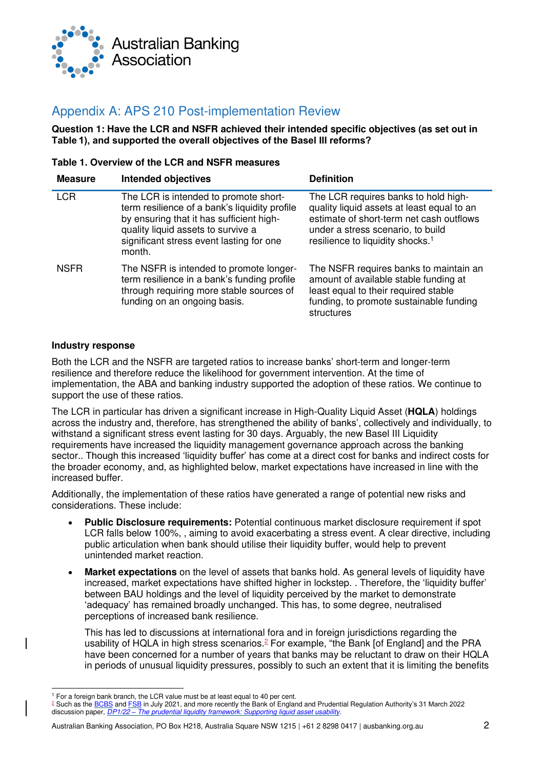## Appendix A: APS 210 Post-implementation Review

**Question 1: Have the LCR and NSFR achieved their intended specific objectives (as set out in Table 1), and supported the overall objectives of the Basel III reforms?**

**Table 1. Overview of the LCR and NSFR measures**

| Measure | Intended objectives | Definition |
|---|---|---|
| LCR | The LCR is intended to promote short-term resilience of a bank's liquidity profile by ensuring that it has sufficient high-quality liquid assets to survive a significant stress event lasting for one month. | The LCR requires banks to hold high-quality liquid assets at least equal to an estimate of short-term net cash outflows under a stress scenario, to build resilience to liquidity shocks.[1] |
| NSFR | The NSFR is intended to promote longer-term resilience in a bank's funding profile through requiring more stable sources of funding on an ongoing basis. | The NSFR requires banks to maintain an amount of available stable funding at least equal to their required stable funding, to promote sustainable funding structures |

**Industry response**

Both the LCR and the NSFR are targeted ratios to increase banks' short-term and longer-term resilience and therefore reduce the likelihood for government intervention. At the time of implementation, the ABA and banking industry supported the adoption of these ratios. We continue to support the use of these ratios.

The LCR in particular has driven a significant increase in High-Quality Liquid Asset (**HQLA**) holdings across the industry and, therefore, has strengthened the ability of banks', collectively and individually, to withstand a significant stress event lasting for 30 days. Arguably, the new Basel III Liquidity requirements have increased the liquidity management governance approach across the banking sector.. Though this increased 'liquidity buffer' has come at a direct cost for banks and indirect costs for the broader economy, and, as highlighted below, market expectations have increased in line with the increased buffer.

Additionally, the implementation of these ratios have generated a range of potential new risks and considerations. These include:

- **Public Disclosure requirements:** Potential continuous market disclosure requirement if spot LCR falls below 100%, , aiming to avoid exacerbating a stress event. A clear directive, including public articulation when bank should utilise their liquidity buffer, would help to prevent unintended market reaction.
- **Market expectations** on the level of assets that banks hold. As general levels of liquidity have increased, market expectations have shifted higher in lockstep. . Therefore, the 'liquidity buffer' between BAU holdings and the level of liquidity perceived by the market to demonstrate 'adequacy' has remained broadly unchanged. This has, to some degree, neutralised perceptions of increased bank resilience.

  This has led to discussions at international fora and in foreign jurisdictions regarding the usability of HQLA in high stress scenarios.[2] For example, "the Bank [of England] and the PRA have been concerned for a number of years that banks may be reluctant to draw on their HQLA in periods of unusual liquidity pressures, possibly to such an extent that it is limiting the benefits

---

[1] For a foreign bank branch, the LCR value must be at least equal to 40 per cent.

[2] Such as the BCBS and FSB in July 2021, and more recently the Bank of England and Prudential Regulation Authority's 31 March 2022 discussion paper, *DP1/22 – The prudential liquidity framework: Supporting liquid asset usability*.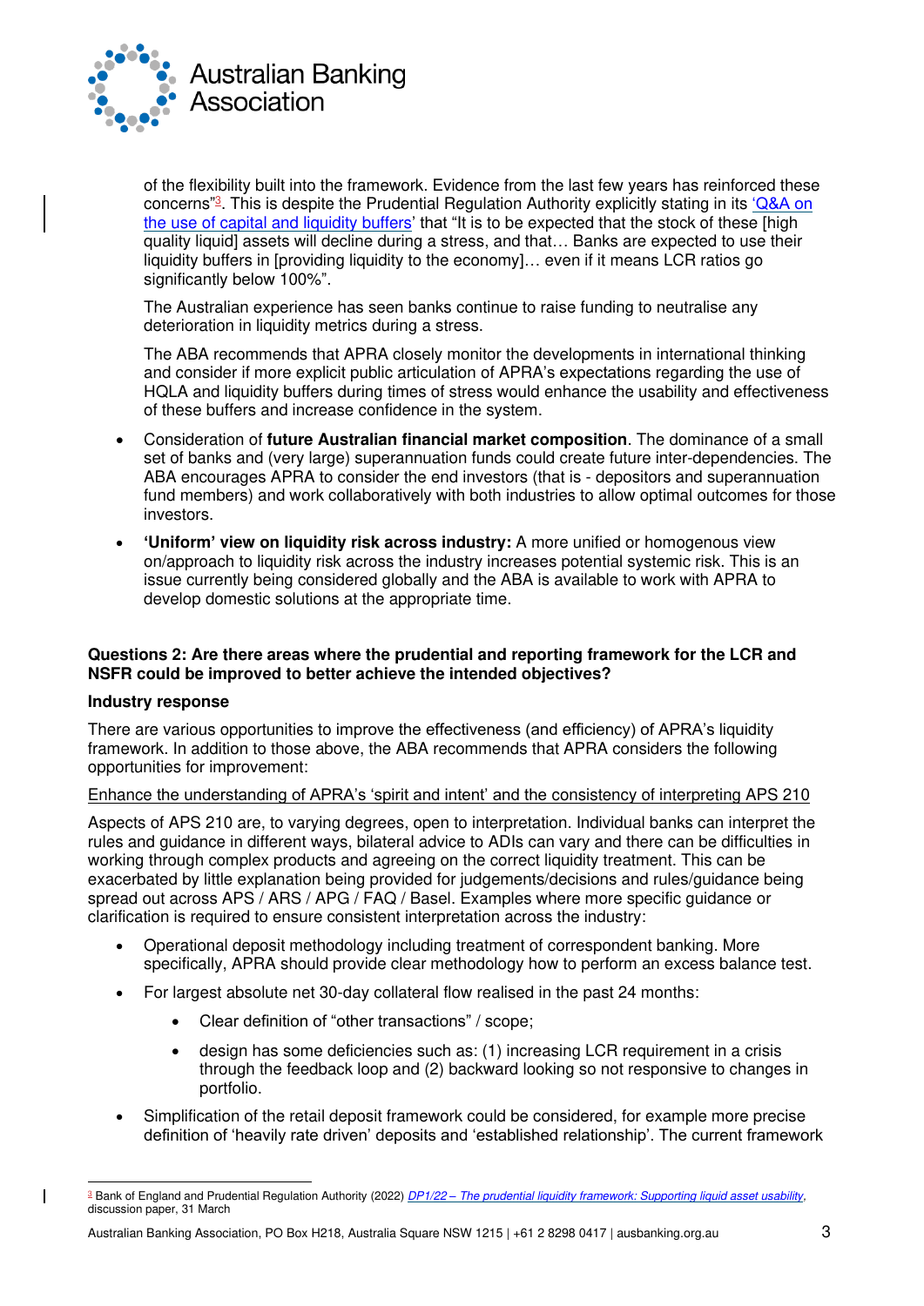of the flexibility built into the framework. Evidence from the last few years has reinforced these concerns"[3]. This is despite the Prudential Regulation Authority explicitly stating in its 'Q&A on the use of capital and liquidity buffers' that "It is to be expected that the stock of these [high quality liquid] assets will decline during a stress, and that… Banks are expected to use their liquidity buffers in [providing liquidity to the economy]… even if it means LCR ratios go significantly below 100%".

The Australian experience has seen banks continue to raise funding to neutralise any deterioration in liquidity metrics during a stress.

The ABA recommends that APRA closely monitor the developments in international thinking and consider if more explicit public articulation of APRA's expectations regarding the use of HQLA and liquidity buffers during times of stress would enhance the usability and effectiveness of these buffers and increase confidence in the system.

- Consideration of **future Australian financial market composition**. The dominance of a small set of banks and (very large) superannuation funds could create future inter-dependencies. The ABA encourages APRA to consider the end investors (that is - depositors and superannuation fund members) and work collaboratively with both industries to allow optimal outcomes for those investors.
- **'Uniform' view on liquidity risk across industry:** A more unified or homogenous view on/approach to liquidity risk across the industry increases potential systemic risk. This is an issue currently being considered globally and the ABA is available to work with APRA to develop domestic solutions at the appropriate time.

**Questions 2: Are there areas where the prudential and reporting framework for the LCR and NSFR could be improved to better achieve the intended objectives?**

**Industry response**

There are various opportunities to improve the effectiveness (and efficiency) of APRA's liquidity framework. In addition to those above, the ABA recommends that APRA considers the following opportunities for improvement:

Enhance the understanding of APRA's 'spirit and intent' and the consistency of interpreting APS 210

Aspects of APS 210 are, to varying degrees, open to interpretation. Individual banks can interpret the rules and guidance in different ways, bilateral advice to ADIs can vary and there can be difficulties in working through complex products and agreeing on the correct liquidity treatment. This can be exacerbated by little explanation being provided for judgements/decisions and rules/guidance being spread out across APS / ARS / APG / FAQ / Basel. Examples where more specific guidance or clarification is required to ensure consistent interpretation across the industry:

- Operational deposit methodology including treatment of correspondent banking. More specifically, APRA should provide clear methodology how to perform an excess balance test.
- For largest absolute net 30-day collateral flow realised in the past 24 months:
  - Clear definition of "other transactions" / scope;
  - design has some deficiencies such as: (1) increasing LCR requirement in a crisis through the feedback loop and (2) backward looking so not responsive to changes in portfolio.
- Simplification of the retail deposit framework could be considered, for example more precise definition of 'heavily rate driven' deposits and 'established relationship'. The current framework

[3] Bank of England and Prudential Regulation Authority (2022) *DP1/22 – The prudential liquidity framework: Supporting liquid asset usability*, discussion paper, 31 March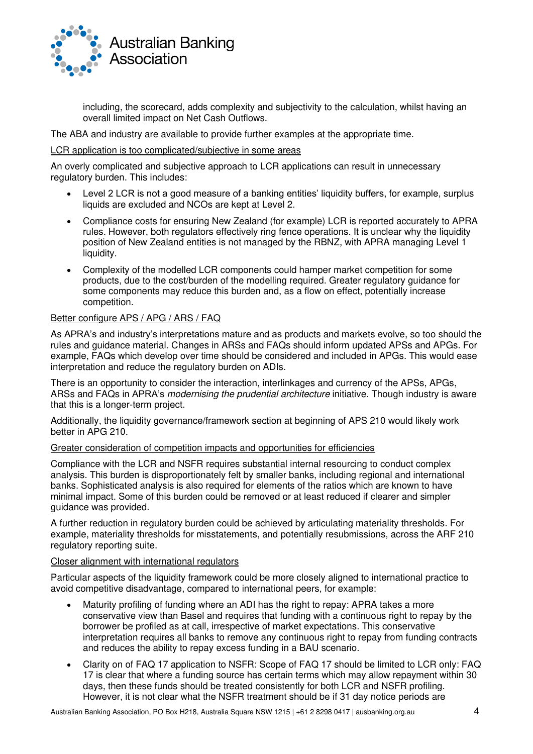including, the scorecard, adds complexity and subjectivity to the calculation, whilst having an overall limited impact on Net Cash Outflows.

The ABA and industry are available to provide further examples at the appropriate time.

<u>LCR application is too complicated/subjective in some areas</u>

An overly complicated and subjective approach to LCR applications can result in unnecessary regulatory burden. This includes:

- Level 2 LCR is not a good measure of a banking entities' liquidity buffers, for example, surplus liquids are excluded and NCOs are kept at Level 2.
- Compliance costs for ensuring New Zealand (for example) LCR is reported accurately to APRA rules. However, both regulators effectively ring fence operations. It is unclear why the liquidity position of New Zealand entities is not managed by the RBNZ, with APRA managing Level 1 liquidity.
- Complexity of the modelled LCR components could hamper market competition for some products, due to the cost/burden of the modelling required. Greater regulatory guidance for some components may reduce this burden and, as a flow on effect, potentially increase competition.

<u>Better configure APS / APG / ARS / FAQ</u>

As APRA's and industry's interpretations mature and as products and markets evolve, so too should the rules and guidance material. Changes in ARSs and FAQs should inform updated APSs and APGs. For example, FAQs which develop over time should be considered and included in APGs. This would ease interpretation and reduce the regulatory burden on ADIs.

There is an opportunity to consider the interaction, interlinkages and currency of the APSs, APGs, ARSs and FAQs in APRA's *modernising the prudential architecture* initiative. Though industry is aware that this is a longer-term project.

Additionally, the liquidity governance/framework section at beginning of APS 210 would likely work better in APG 210.

<u>Greater consideration of competition impacts and opportunities for efficiencies</u>

Compliance with the LCR and NSFR requires substantial internal resourcing to conduct complex analysis. This burden is disproportionately felt by smaller banks, including regional and international banks. Sophisticated analysis is also required for elements of the ratios which are known to have minimal impact. Some of this burden could be removed or at least reduced if clearer and simpler guidance was provided.

A further reduction in regulatory burden could be achieved by articulating materiality thresholds. For example, materiality thresholds for misstatements, and potentially resubmissions, across the ARF 210 regulatory reporting suite.

<u>Closer alignment with international regulators</u>

Particular aspects of the liquidity framework could be more closely aligned to international practice to avoid competitive disadvantage, compared to international peers, for example:

- Maturity profiling of funding where an ADI has the right to repay: APRA takes a more conservative view than Basel and requires that funding with a continuous right to repay by the borrower be profiled as at call, irrespective of market expectations. This conservative interpretation requires all banks to remove any continuous right to repay from funding contracts and reduces the ability to repay excess funding in a BAU scenario.
- Clarity on of FAQ 17 application to NSFR: Scope of FAQ 17 should be limited to LCR only: FAQ 17 is clear that where a funding source has certain terms which may allow repayment within 30 days, then these funds should be treated consistently for both LCR and NSFR profiling. However, it is not clear what the NSFR treatment should be if 31 day notice periods are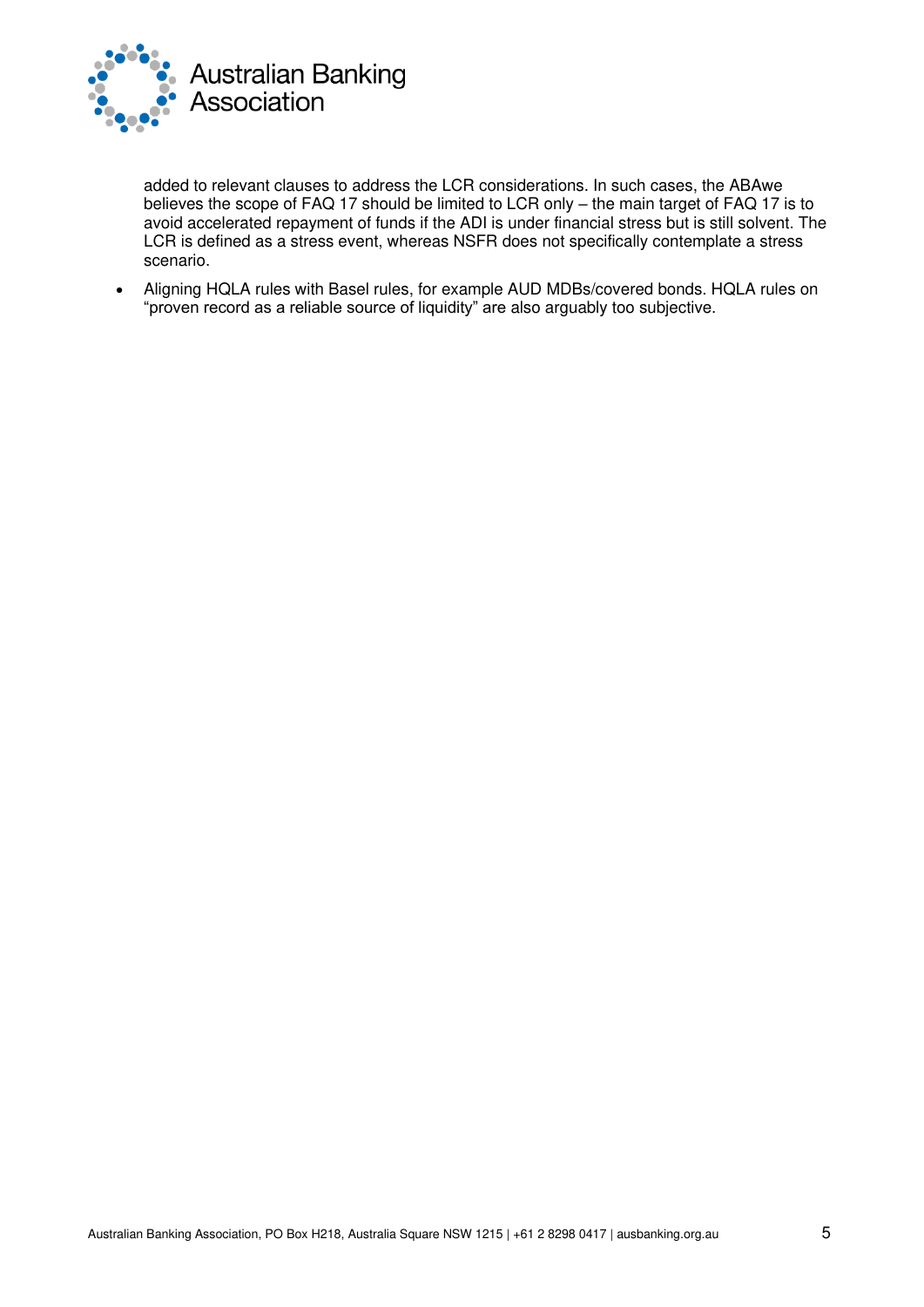added to relevant clauses to address the LCR considerations. In such cases, the ABAwe believes the scope of FAQ 17 should be limited to LCR only – the main target of FAQ 17 is to avoid accelerated repayment of funds if the ADI is under financial stress but is still solvent. The LCR is defined as a stress event, whereas NSFR does not specifically contemplate a stress scenario.

- Aligning HQLA rules with Basel rules, for example AUD MDBs/covered bonds. HQLA rules on "proven record as a reliable source of liquidity" are also arguably too subjective.